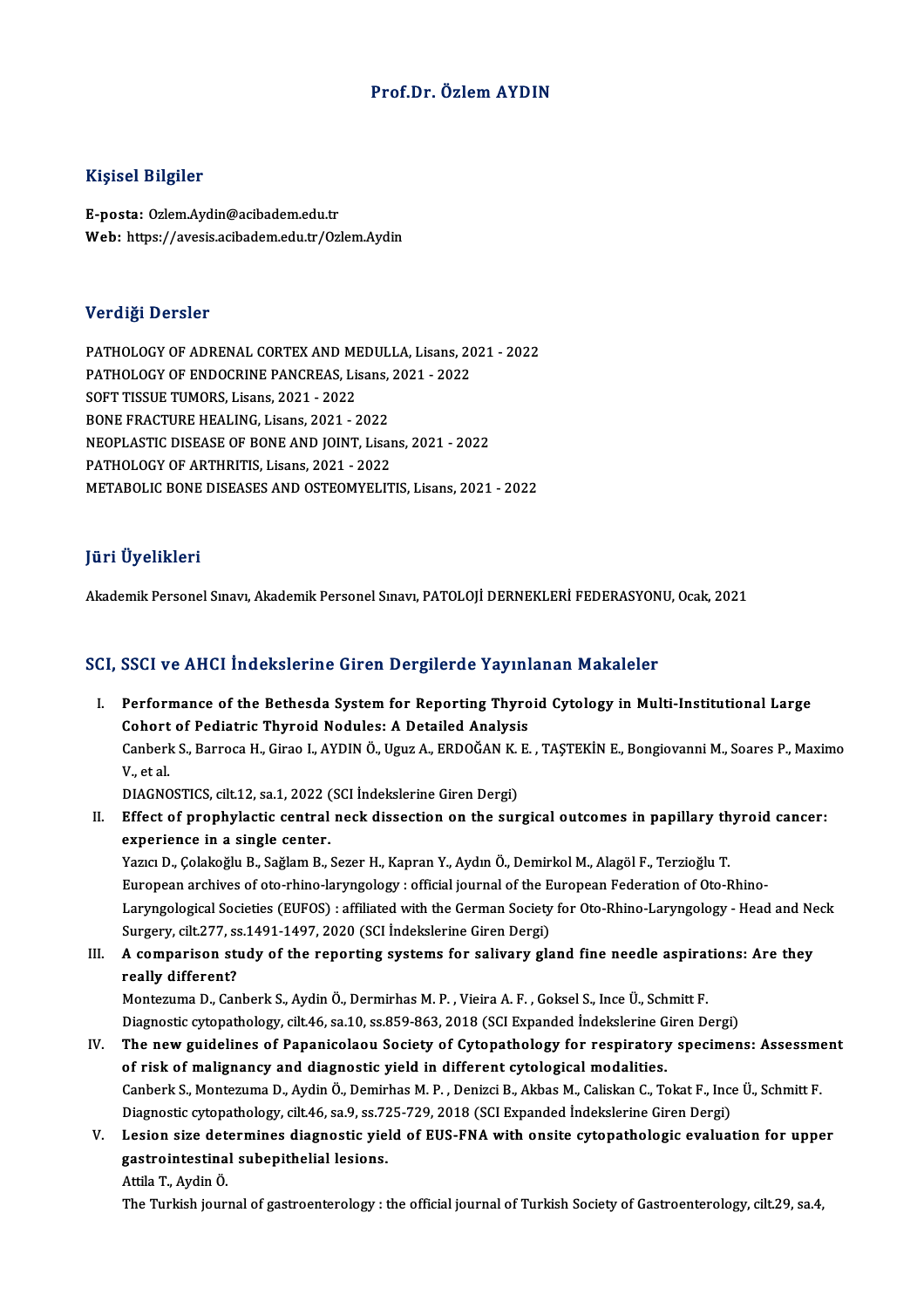# Prof.Dr. Özlem AYDIN

## Kişisel Bilgiler

**E-posta:** Ozlem.Aydin@acibadem.edu.tr
**Web:** https://avesis.acibadem.edu.tr/Ozlem.Aydin

## Verdiği Dersler

PATHOLOGY OF ADRENAL CORTEX AND MEDULLA, Lisans, 2021 - 2022
PATHOLOGY OF ENDOCRINE PANCREAS, Lisans, 2021 - 2022
SOFT TISSUE TUMORS, Lisans, 2021 - 2022
BONE FRACTURE HEALING, Lisans, 2021 - 2022
NEOPLASTIC DISEASE OF BONE AND JOINT, Lisans, 2021 - 2022
PATHOLOGY OF ARTHRITIS, Lisans, 2021 - 2022
METABOLIC BONE DISEASES AND OSTEOMYELITIS, Lisans, 2021 - 2022

## Jüri Üyelikleri

Akademik Personel Sınavı, Akademik Personel Sınavı, PATOLOJİ DERNEKLERİ FEDERASYONU, Ocak, 2021

## SCI, SSCI ve AHCI İndekslerine Giren Dergilerde Yayınlanan Makaleler

I. **Performance of the Bethesda System for Reporting Thyroid Cytology in Multi-Institutional Large Cohort of Pediatric Thyroid Nodules: A Detailed Analysis**
   Canberk S., Barroca H., Girao I., AYDIN Ö., Uguz A., ERDOĞAN K. E. , TAŞTEKİN E., Bongiovanni M., Soares P., Maximo V., et al.
   DIAGNOSTICS, cilt.12, sa.1, 2022 (SCI İndekslerine Giren Dergi)

II. **Effect of prophylactic central neck dissection on the surgical outcomes in papillary thyroid cancer: experience in a single center.**
   Yazıcı D., Çolakoğlu B., Sağlam B., Sezer H., Kapran Y., Aydın Ö., Demirkol M., Alagöl F., Terzioğlu T.
   European archives of oto-rhino-laryngology : official journal of the European Federation of Oto-Rhino-Laryngological Societies (EUFOS) : affiliated with the German Society for Oto-Rhino-Laryngology - Head and Neck Surgery, cilt.277, ss.1491-1497, 2020 (SCI İndekslerine Giren Dergi)

III. **A comparison study of the reporting systems for salivary gland fine needle aspirations: Are they really different?**
   Montezuma D., Canberk S., Aydin Ö., Dermirhas M. P. , Vieira A. F. , Goksel S., Ince Ü., Schmitt F.
   Diagnostic cytopathology, cilt.46, sa.10, ss.859-863, 2018 (SCI Expanded İndekslerine Giren Dergi)

IV. **The new guidelines of Papanicolaou Society of Cytopathology for respiratory specimens: Assessment of risk of malignancy and diagnostic yield in different cytological modalities.**
   Canberk S., Montezuma D., Aydin Ö., Demirhas M. P. , Denizci B., Akbas M., Caliskan C., Tokat F., Ince Ü., Schmitt F.
   Diagnostic cytopathology, cilt.46, sa.9, ss.725-729, 2018 (SCI Expanded İndekslerine Giren Dergi)

V. **Lesion size determines diagnostic yield of EUS-FNA with onsite cytopathologic evaluation for upper gastrointestinal subepithelial lesions.**
   Attila T., Aydin Ö.
   The Turkish journal of gastroenterology : the official journal of Turkish Society of Gastroenterology, cilt.29, sa.4,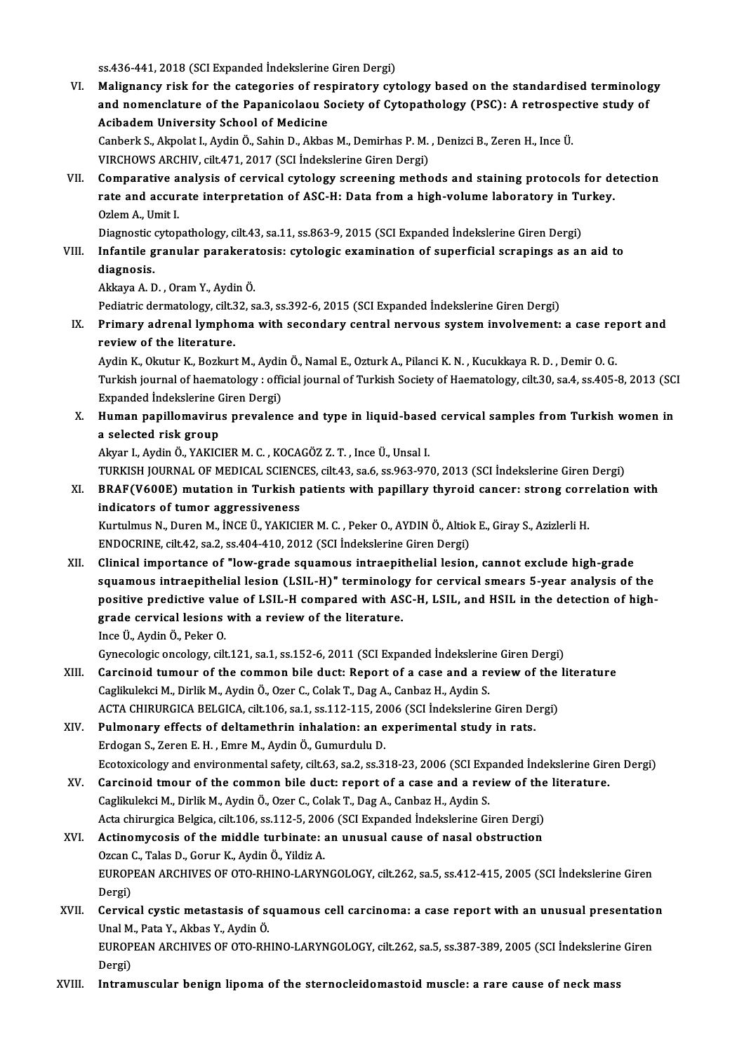ss.436-441, 2018 (SCI Expanded İndekslerine Giren Dergi)

VI. **Malignancy risk for the categories of respiratory cytology based on the standardised terminology and nomenclature of the Papanicolaou Society of Cytopathology (PSC): A retrospective study of Acibadem University School of Medicine**
Canberk S., Akpolat I., Aydin Ö., Sahin D., Akbas M., Demirhas P. M. , Denizci B., Zeren H., Ince Ü.
VIRCHOWS ARCHIV, cilt.471, 2017 (SCI İndekslerine Giren Dergi)

VII. **Comparative analysis of cervical cytology screening methods and staining protocols for detection rate and accurate interpretation of ASC-H: Data from a high-volume laboratory in Turkey.**
Ozlem A., Umit I.
Diagnostic cytopathology, cilt.43, sa.11, ss.863-9, 2015 (SCI Expanded İndekslerine Giren Dergi)

VIII. **Infantile granular parakeratosis: cytologic examination of superficial scrapings as an aid to diagnosis.**
Akkaya A. D. , Oram Y., Aydin Ö.
Pediatric dermatology, cilt.32, sa.3, ss.392-6, 2015 (SCI Expanded İndekslerine Giren Dergi)

IX. **Primary adrenal lymphoma with secondary central nervous system involvement: a case report and review of the literature.**
Aydin K., Okutur K., Bozkurt M., Aydin Ö., Namal E., Ozturk A., Pilanci K. N. , Kucukkaya R. D. , Demir O. G.
Turkish journal of haematology : official journal of Turkish Society of Haematology, cilt.30, sa.4, ss.405-8, 2013 (SCI Expanded İndekslerine Giren Dergi)

X. **Human papillomavirus prevalence and type in liquid-based cervical samples from Turkish women in a selected risk group**
Akyar I., Aydin Ö., YAKICIER M. C. , KOCAGÖZ Z. T. , Ince Ü., Unsal I.
TURKISH JOURNAL OF MEDICAL SCIENCES, cilt.43, sa.6, ss.963-970, 2013 (SCI İndekslerine Giren Dergi)

XI. **BRAF(V600E) mutation in Turkish patients with papillary thyroid cancer: strong correlation with indicators of tumor aggressiveness**
Kurtulmus N., Duren M., İNCE Ü., YAKICIER M. C. , Peker O., AYDIN Ö., Altiok E., Giray S., Azizlerli H.
ENDOCRINE, cilt.42, sa.2, ss.404-410, 2012 (SCI İndekslerine Giren Dergi)

XII. **Clinical importance of "low-grade squamous intraepithelial lesion, cannot exclude high-grade squamous intraepithelial lesion (LSIL-H)" terminology for cervical smears 5-year analysis of the positive predictive value of LSIL-H compared with ASC-H, LSIL, and HSIL in the detection of high-grade cervical lesions with a review of the literature.**
Ince Ü., Aydin Ö., Peker O.
Gynecologic oncology, cilt.121, sa.1, ss.152-6, 2011 (SCI Expanded İndekslerine Giren Dergi)

XIII. **Carcinoid tumour of the common bile duct: Report of a case and a review of the literature**
Caglikulekci M., Dirlik M., Aydin Ö., Ozer C., Colak T., Dag A., Canbaz H., Aydin S.
ACTA CHIRURGICA BELGICA, cilt.106, sa.1, ss.112-115, 2006 (SCI İndekslerine Giren Dergi)

XIV. **Pulmonary effects of deltamethrin inhalation: an experimental study in rats.**
Erdogan S., Zeren E. H. , Emre M., Aydin Ö., Gumurdulu D.
Ecotoxicology and environmental safety, cilt.63, sa.2, ss.318-23, 2006 (SCI Expanded İndekslerine Giren Dergi)

XV. **Carcinoid tmour of the common bile duct: report of a case and a review of the literature.**
Caglikulekci M., Dirlik M., Aydin Ö., Ozer C., Colak T., Dag A., Canbaz H., Aydin S.
Acta chirurgica Belgica, cilt.106, ss.112-5, 2006 (SCI Expanded İndekslerine Giren Dergi)

XVI. **Actinomycosis of the middle turbinate: an unusual cause of nasal obstruction**
Ozcan C., Talas D., Gorur K., Aydin Ö., Yildiz A.
EUROPEAN ARCHIVES OF OTO-RHINO-LARYNGOLOGY, cilt.262, sa.5, ss.412-415, 2005 (SCI İndekslerine Giren Dergi)

XVII. **Cervical cystic metastasis of squamous cell carcinoma: a case report with an unusual presentation**
Unal M., Pata Y., Akbas Y., Aydin Ö.
EUROPEAN ARCHIVES OF OTO-RHINO-LARYNGOLOGY, cilt.262, sa.5, ss.387-389, 2005 (SCI İndekslerine Giren Dergi)

XVIII. **Intramuscular benign lipoma of the sternocleidomastoid muscle: a rare cause of neck mass**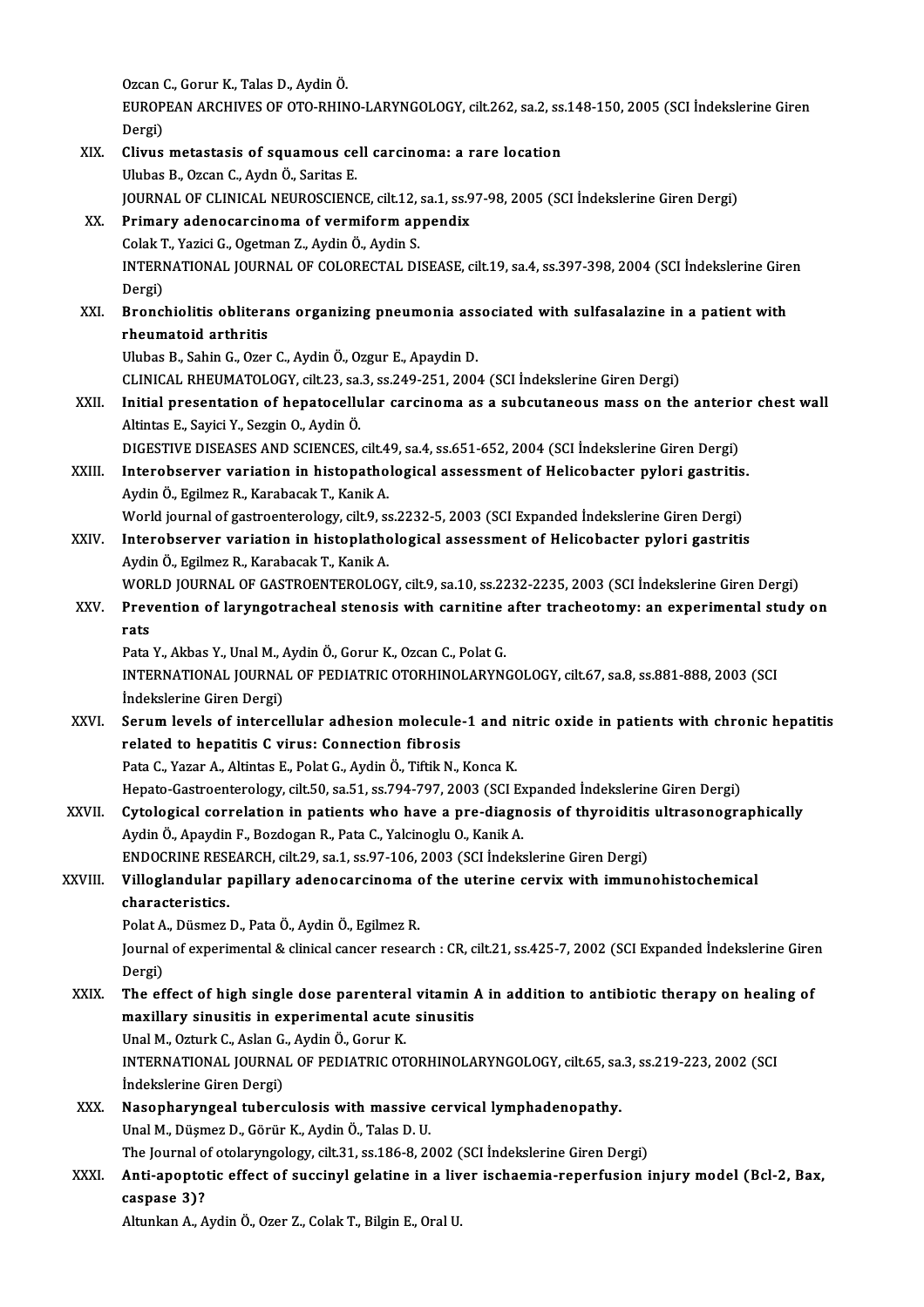Ozcan C., Gorur K., Talas D., Aydin Ö.
EUROPEAN ARCHIVES OF OTO-RHINO-LARYNGOLOGY, cilt.262, sa.2, ss.148-150, 2005 (SCI İndekslerine Giren Dergi)

XIX. **Clivus metastasis of squamous cell carcinoma: a rare location**
Ulubas B., Ozcan C., Aydn Ö., Saritas E.
JOURNAL OF CLINICAL NEUROSCIENCE, cilt.12, sa.1, ss.97-98, 2005 (SCI İndekslerine Giren Dergi)

XX. **Primary adenocarcinoma of vermiform appendix**
Colak T., Yazici G., Ogetman Z., Aydin Ö., Aydin S.
INTERNATIONAL JOURNAL OF COLORECTAL DISEASE, cilt.19, sa.4, ss.397-398, 2004 (SCI İndekslerine Giren Dergi)

XXI. **Bronchiolitis obliterans organizing pneumonia associated with sulfasalazine in a patient with rheumatoid arthritis**
Ulubas B., Sahin G., Ozer C., Aydin Ö., Ozgur E., Apaydin D.
CLINICAL RHEUMATOLOGY, cilt.23, sa.3, ss.249-251, 2004 (SCI İndekslerine Giren Dergi)

XXII. **Initial presentation of hepatocellular carcinoma as a subcutaneous mass on the anterior chest wall**
Altintas E., Sayici Y., Sezgin O., Aydin Ö.
DIGESTIVE DISEASES AND SCIENCES, cilt.49, sa.4, ss.651-652, 2004 (SCI İndekslerine Giren Dergi)

XXIII. **Interobserver variation in histopathological assessment of Helicobacter pylori gastritis.**
Aydin Ö., Egilmez R., Karabacak T., Kanik A.
World journal of gastroenterology, cilt.9, ss.2232-5, 2003 (SCI Expanded İndekslerine Giren Dergi)

XXIV. **Interobserver variation in histoplathological assessment of Helicobacter pylori gastritis**
Aydin Ö., Egilmez R., Karabacak T., Kanik A.
WORLD JOURNAL OF GASTROENTEROLOGY, cilt.9, sa.10, ss.2232-2235, 2003 (SCI İndekslerine Giren Dergi)

XXV. **Prevention of laryngotracheal stenosis with carnitine after tracheotomy: an experimental study on rats**
Pata Y., Akbas Y., Unal M., Aydin Ö., Gorur K., Ozcan C., Polat G.
INTERNATIONAL JOURNAL OF PEDIATRIC OTORHINOLARYNGOLOGY, cilt.67, sa.8, ss.881-888, 2003 (SCI İndekslerine Giren Dergi)

XXVI. **Serum levels of intercellular adhesion molecule-1 and nitric oxide in patients with chronic hepatitis related to hepatitis C virus: Connection fibrosis**
Pata C., Yazar A., Altintas E., Polat G., Aydin Ö., Tiftik N., Konca K.
Hepato-Gastroenterology, cilt.50, sa.51, ss.794-797, 2003 (SCI Expanded İndekslerine Giren Dergi)

XXVII. **Cytological correlation in patients who have a pre-diagnosis of thyroiditis ultrasonographically**
Aydin Ö., Apaydin F., Bozdogan R., Pata C., Yalcinoglu O., Kanik A.
ENDOCRINE RESEARCH, cilt.29, sa.1, ss.97-106, 2003 (SCI İndekslerine Giren Dergi)

XXVIII. **Villoglandular papillary adenocarcinoma of the uterine cervix with immunohistochemical characteristics.**
Polat A., Düsmez D., Pata Ö., Aydin Ö., Egilmez R.
Journal of experimental & clinical cancer research : CR, cilt.21, ss.425-7, 2002 (SCI Expanded İndekslerine Giren Dergi)

XXIX. **The effect of high single dose parenteral vitamin A in addition to antibiotic therapy on healing of maxillary sinusitis in experimental acute sinusitis**
Unal M., Ozturk C., Aslan G., Aydin Ö., Gorur K.
INTERNATIONAL JOURNAL OF PEDIATRIC OTORHINOLARYNGOLOGY, cilt.65, sa.3, ss.219-223, 2002 (SCI İndekslerine Giren Dergi)

XXX. **Nasopharyngeal tuberculosis with massive cervical lymphadenopathy.**
Unal M., Düşmez D., Görür K., Aydin Ö., Talas D. U.
The Journal of otolaryngology, cilt.31, ss.186-8, 2002 (SCI İndekslerine Giren Dergi)

XXXI. **Anti-apoptotic effect of succinyl gelatine in a liver ischaemia-reperfusion injury model (Bcl-2, Bax, caspase 3)?**
Altunkan A., Aydin Ö., Ozer Z., Colak T., Bilgin E., Oral U.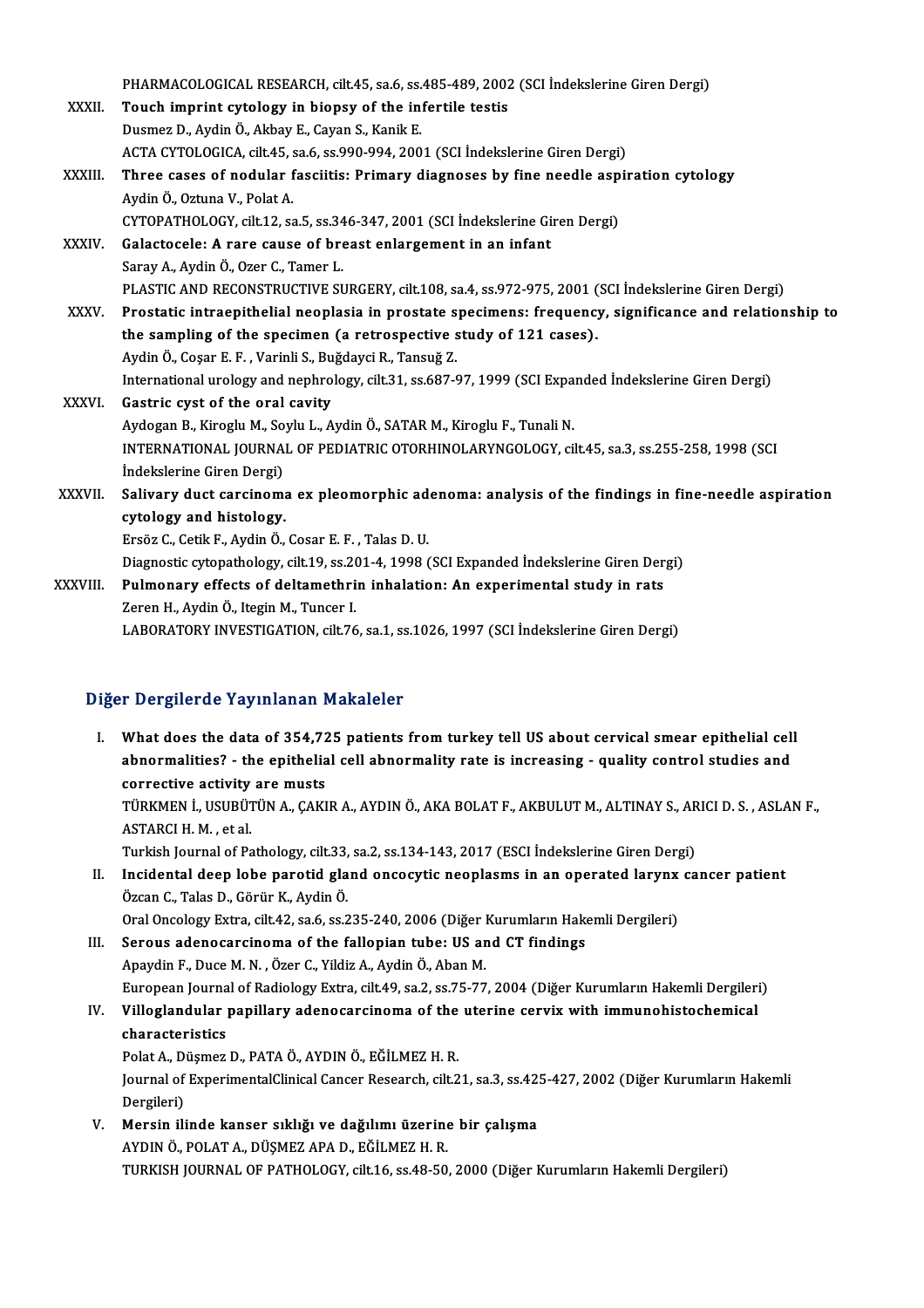PHARMACOLOGICAL RESEARCH, cilt.45, sa.6, ss.485-489, 2002 (SCI İndekslerine Giren Dergi)

XXXII. **Touch imprint cytology in biopsy of the infertile testis**
Dusmez D., Aydin Ö., Akbay E., Cayan S., Kanik E.
ACTA CYTOLOGICA, cilt.45, sa.6, ss.990-994, 2001 (SCI İndekslerine Giren Dergi)

XXXIII. **Three cases of nodular fasciitis: Primary diagnoses by fine needle aspiration cytology**
Aydin Ö., Oztuna V., Polat A.
CYTOPATHOLOGY, cilt.12, sa.5, ss.346-347, 2001 (SCI İndekslerine Giren Dergi)

XXXIV. **Galactocele: A rare cause of breast enlargement in an infant**
Saray A., Aydin Ö., Ozer C., Tamer L.
PLASTIC AND RECONSTRUCTIVE SURGERY, cilt.108, sa.4, ss.972-975, 2001 (SCI İndekslerine Giren Dergi)

XXXV. **Prostatic intraepithelial neoplasia in prostate specimens: frequency, significance and relationship to the sampling of the specimen (a retrospective study of 121 cases).**
Aydin Ö., Coşar E. F. , Varinli S., Buğdayci R., Tansuğ Z.
International urology and nephrology, cilt.31, ss.687-97, 1999 (SCI Expanded İndekslerine Giren Dergi)

XXXVI. **Gastric cyst of the oral cavity**
Aydogan B., Kiroglu M., Soylu L., Aydin Ö., SATAR M., Kiroglu F., Tunali N.
INTERNATIONAL JOURNAL OF PEDIATRIC OTORHINOLARYNGOLOGY, cilt.45, sa.3, ss.255-258, 1998 (SCI İndekslerine Giren Dergi)

XXXVII. **Salivary duct carcinoma ex pleomorphic adenoma: analysis of the findings in fine-needle aspiration cytology and histology.**
Ersöz C., Cetik F., Aydin Ö., Cosar E. F. , Talas D. U.
Diagnostic cytopathology, cilt.19, ss.201-4, 1998 (SCI Expanded İndekslerine Giren Dergi)

XXXVIII. **Pulmonary effects of deltamethrin inhalation: An experimental study in rats**
Zeren H., Aydin Ö., Itegin M., Tuncer I.
LABORATORY INVESTIGATION, cilt.76, sa.1, ss.1026, 1997 (SCI İndekslerine Giren Dergi)

## Diğer Dergilerde Yayınlanan Makaleler

I. **What does the data of 354,725 patients from turkey tell US about cervical smear epithelial cell abnormalities? - the epithelial cell abnormality rate is increasing - quality control studies and corrective activity are musts**
TÜRKMEN İ., USUBÜTÜN A., ÇAKIR A., AYDIN Ö., AKA BOLAT F., AKBULUT M., ALTINAY S., ARICI D. S. , ASLAN F., ASTARCI H. M. , et al.
Turkish Journal of Pathology, cilt.33, sa.2, ss.134-143, 2017 (ESCI İndekslerine Giren Dergi)

II. **Incidental deep lobe parotid gland oncocytic neoplasms in an operated larynx cancer patient**
Özcan C., Talas D., Görür K., Aydin Ö.
Oral Oncology Extra, cilt.42, sa.6, ss.235-240, 2006 (Diğer Kurumların Hakemli Dergileri)

III. **Serous adenocarcinoma of the fallopian tube: US and CT findings**
Apaydin F., Duce M. N. , Özer C., Yildiz A., Aydin Ö., Aban M.
European Journal of Radiology Extra, cilt.49, sa.2, ss.75-77, 2004 (Diğer Kurumların Hakemli Dergileri)

IV. **Villoglandular papillary adenocarcinoma of the uterine cervix with immunohistochemical characteristics**
Polat A., Düşmez D., PATA Ö., AYDIN Ö., EĞİLMEZ H. R.
Journal of ExperimentalClinical Cancer Research, cilt.21, sa.3, ss.425-427, 2002 (Diğer Kurumların Hakemli Dergileri)

V. **Mersin ilinde kanser sıklığı ve dağılımı üzerine bir çalışma**
AYDIN Ö., POLAT A., DÜŞMEZ APA D., EĞİLMEZ H. R.
TURKISH JOURNAL OF PATHOLOGY, cilt.16, ss.48-50, 2000 (Diğer Kurumların Hakemli Dergileri)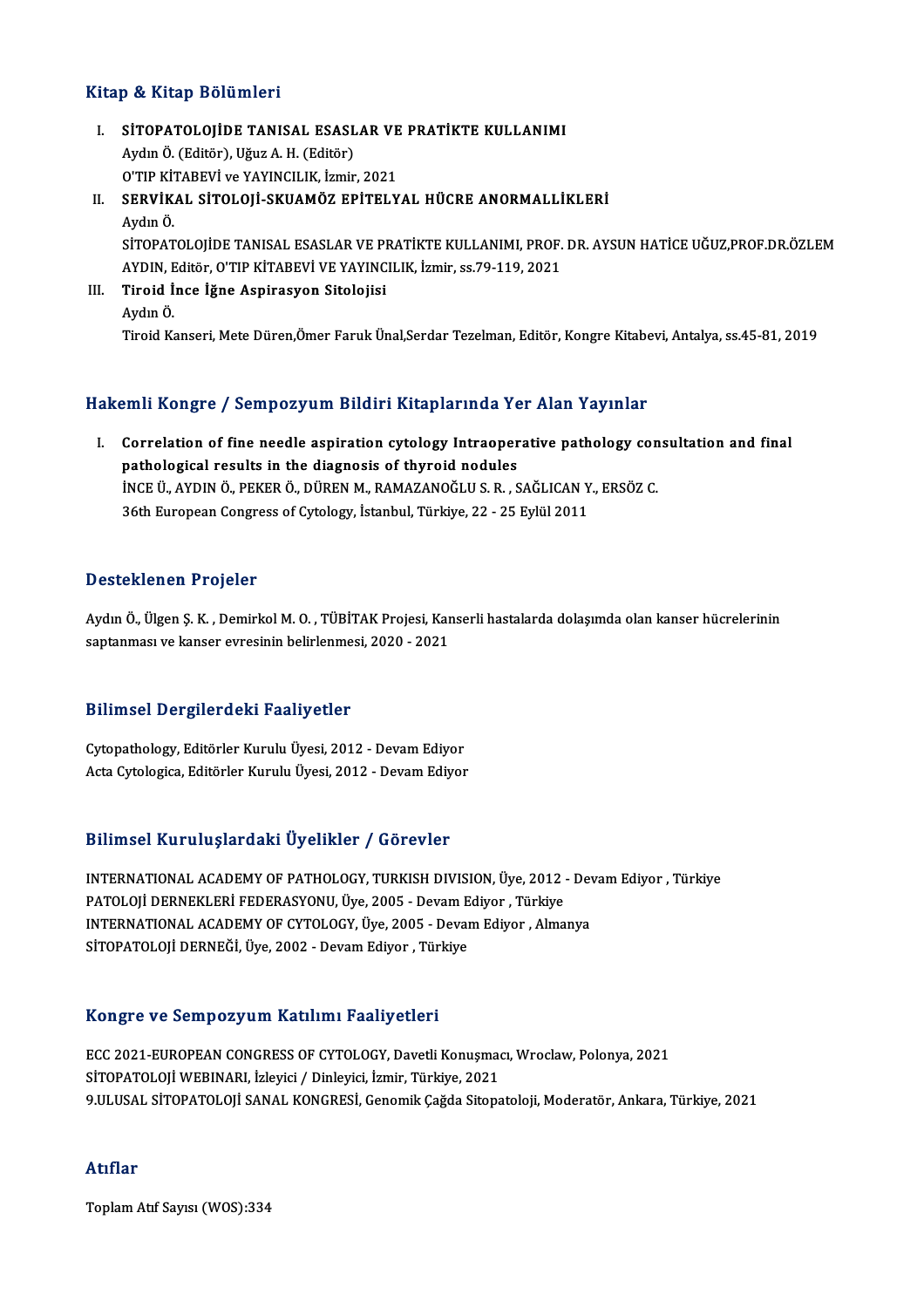## Kitap & Kitap Bölümleri

I. **SİTOPATOLOJİDE TANISAL ESASLAR VE PRATİKTE KULLANIMI**
   Aydın Ö. (Editör), Uğuz A. H. (Editör)
   O'TIP KİTABEVİ ve YAYINCILIK, İzmir, 2021
II. **SERVİKAL SİTOLOJİ-SKUAMÖZ EPİTELYAL HÜCRE ANORMALLİKLERİ**
   Aydın Ö.
   SİTOPATOLOJİDE TANISAL ESASLAR VE PRATİKTE KULLANIMI, PROF. DR. AYSUN HATİCE UĞUZ,PROF.DR.ÖZLEM AYDIN, Editör, O'TIP KİTABEVİ VE YAYINCILIK, İzmir, ss.79-119, 2021
III. **Tiroid İnce İğne Aspirasyon Sitolojisi**
   Aydın Ö.
   Tiroid Kanseri, Mete Düren,Ömer Faruk Ünal,Serdar Tezelman, Editör, Kongre Kitabevi, Antalya, ss.45-81, 2019

## Hakemli Kongre / Sempozyum Bildiri Kitaplarında Yer Alan Yayınlar

I. **Correlation of fine needle aspiration cytology Intraoperative pathology consultation and final pathological results in the diagnosis of thyroid nodules**
   İNCE Ü., AYDIN Ö., PEKER Ö., DÜREN M., RAMAZANOĞLU S. R. , SAĞLICAN Y., ERSÖZ C.
   36th European Congress of Cytology, İstanbul, Türkiye, 22 - 25 Eylül 2011

## Desteklenen Projeler

Aydın Ö., Ülgen Ş. K. , Demirkol M. O. , TÜBİTAK Projesi, Kanserli hastalarda dolaşımda olan kanser hücrelerinin saptanması ve kanser evresinin belirlenmesi, 2020 - 2021

## Bilimsel Dergilerdeki Faaliyetler

Cytopathology, Editörler Kurulu Üyesi, 2012 - Devam Ediyor
Acta Cytologica, Editörler Kurulu Üyesi, 2012 - Devam Ediyor

## Bilimsel Kuruluşlardaki Üyelikler / Görevler

INTERNATIONAL ACADEMY OF PATHOLOGY, TURKISH DIVISION, Üye, 2012 - Devam Ediyor , Türkiye
PATOLOJİ DERNEKLERİ FEDERASYONU, Üye, 2005 - Devam Ediyor , Türkiye
INTERNATIONAL ACADEMY OF CYTOLOGY, Üye, 2005 - Devam Ediyor , Almanya
SİTOPATOLOJİ DERNEĞİ, Üye, 2002 - Devam Ediyor , Türkiye

## Kongre ve Sempozyum Katılımı Faaliyetleri

ECC 2021-EUROPEAN CONGRESS OF CYTOLOGY, Davetli Konuşmacı, Wroclaw, Polonya, 2021
SİTOPATOLOJİ WEBINARI, İzleyici / Dinleyici, İzmir, Türkiye, 2021
9.ULUSAL SİTOPATOLOJİ SANAL KONGRESİ, Genomik Çağda Sitopatoloji, Moderatör, Ankara, Türkiye, 2021

## Atıflar

Toplam Atıf Sayısı (WOS):334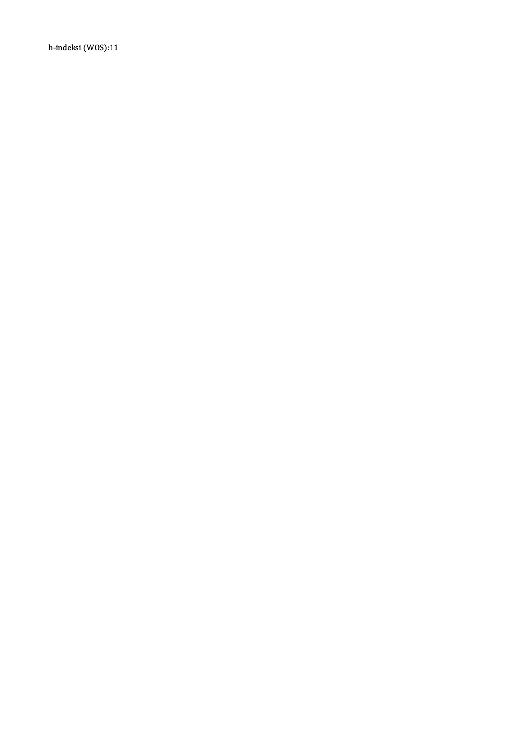h-indeksi (WOS):11